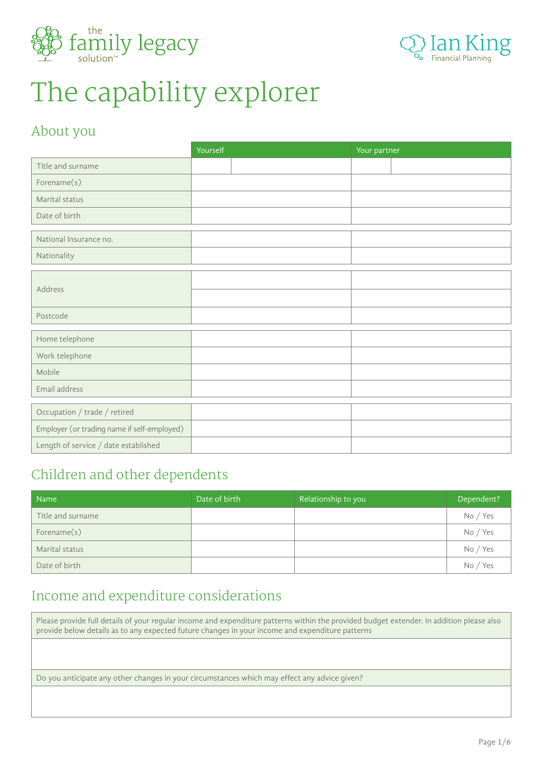the family legacy solution™

Ian King Financial Planning

# The capability explorer

## About you

| | Yourself | | Your partner | |
|---|---|---|---|---|
| Title and surname | | | | |
| Forename(s) | | | | |
| Marital status | | | | |
| Date of birth | | | | |

| | | |
|---|---|---|
| National Insurance no. | | |
| Nationality | | |

| | | |
|---|---|---|
| Address | | |
| | | |
| Postcode | | |

| | | |
|---|---|---|
| Home telephone | | |
| Work telephone | | |
| Mobile | | |
| Email address | | |

| | | |
|---|---|---|
| Occupation / trade / retired | | |
| Employer (or trading name if self-employed) | | |
| Length of service / date established | | |

## Children and other dependents

| Name | Date of birth | Relationship to you | Dependent? |
|---|---|---|---|
| Title and surname | | | No / Yes |
| Forename(s) | | | No / Yes |
| Marital status | | | No / Yes |
| Date of birth | | | No / Yes |

## Income and expenditure considerations

| |
|---|
| Please provide full details of your regular income and expenditure patterns within the provided budget extender. In addition please also provide below details as to any expected future changes in your income and expenditure patterns |
| |
| Do you anticipate any other changes in your circumstances which may effect any advice given? |
| |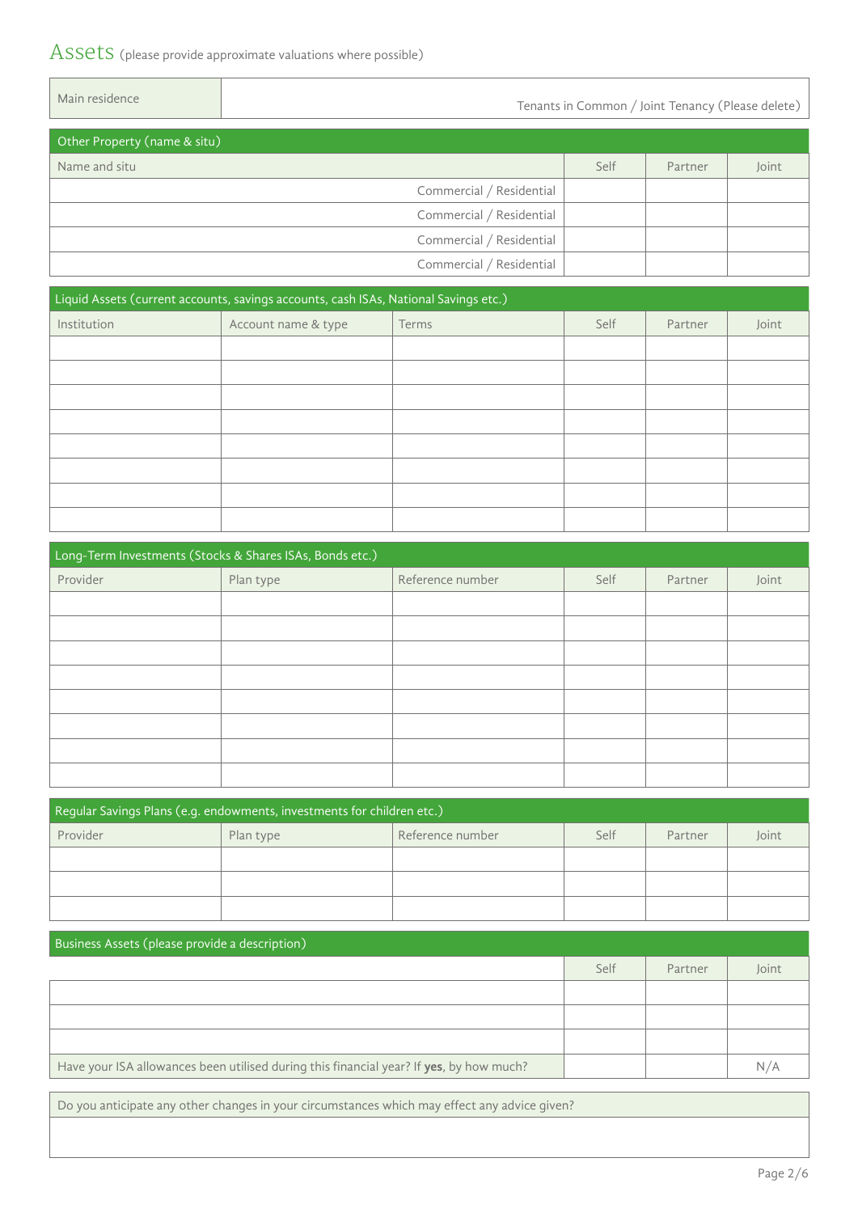# Assets (please provide approximate valuations where possible)

| Main residence | Tenants in Common / Joint Tenancy (Please delete) |
|---|---|

| Other Property (name & situ) | | | |
|---|---|---|---|
| Name and situ | Self | Partner | Joint |
| Commercial / Residential | | | |
| Commercial / Residential | | | |
| Commercial / Residential | | | |
| Commercial / Residential | | | |

| Liquid Assets (current accounts, savings accounts, cash ISAs, National Savings etc.) | | | | | |
|---|---|---|---|---|---|
| Institution | Account name & type | Terms | Self | Partner | Joint |
| | | | | | |
| | | | | | |
| | | | | | |
| | | | | | |
| | | | | | |
| | | | | | |
| | | | | | |
| | | | | | |

| Long-Term Investments (Stocks & Shares ISAs, Bonds etc.) | | | | | |
|---|---|---|---|---|---|
| Provider | Plan type | Reference number | Self | Partner | Joint |
| | | | | | |
| | | | | | |
| | | | | | |
| | | | | | |
| | | | | | |
| | | | | | |
| | | | | | |
| | | | | | |

| Regular Savings Plans (e.g. endowments, investments for children etc.) | | | | | |
|---|---|---|---|---|---|
| Provider | Plan type | Reference number | Self | Partner | Joint |
| | | | | | |
| | | | | | |
| | | | | | |

| Business Assets (please provide a description) | | | |
|---|---|---|---|
| | Self | Partner | Joint |
| | | | |
| | | | |
| | | | |
| Have your ISA allowances been utilised during this financial year? If **yes**, by how much? | | | N/A |

| Do you anticipate any other changes in your circumstances which may effect any advice given? |
|---|
| |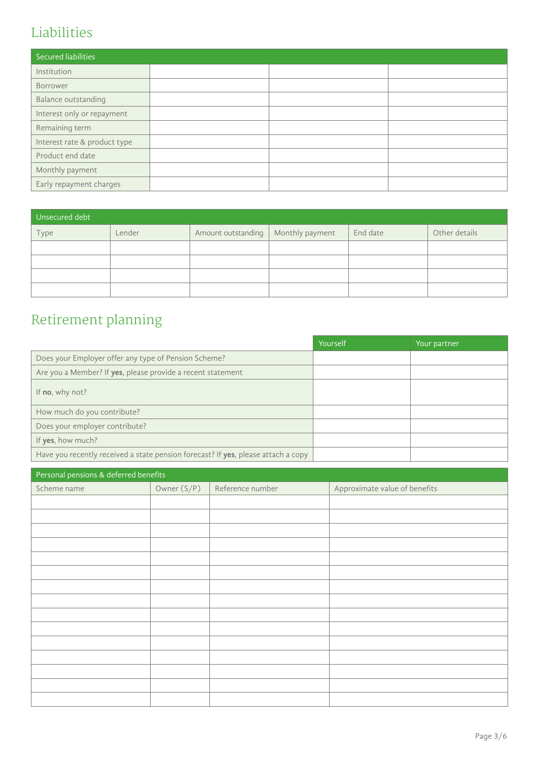# Liabilities

| Secured liabilities | | | |
|---|---|---|---|
| Institution | | | |
| Borrower | | | |
| Balance outstanding | | | |
| Interest only or repayment | | | |
| Remaining term | | | |
| Interest rate & product type | | | |
| Product end date | | | |
| Monthly payment | | | |
| Early repayment charges | | | |

| Unsecured debt | | | | | |
|---|---|---|---|---|---|
| Type | Lender | Amount outstanding | Monthly payment | End date | Other details |
| | | | | | |
| | | | | | |
| | | | | | |
| | | | | | |

# Retirement planning

| | Yourself | Your partner |
|---|---|---|
| Does your Employer offer any type of Pension Scheme? | | |
| Are you a Member? If **yes**, please provide a recent statement | | |
| If **no**, why not? | | |
| How much do you contribute? | | |
| Does your employer contribute? | | |
| If **yes**, how much? | | |
| Have you recently received a state pension forecast? If **yes**, please attach a copy | | |

| Personal pensions & deferred benefits | | | |
|---|---|---|---|
| Scheme name | Owner (S/P) | Reference number | Approximate value of benefits |
| | | | |
| | | | |
| | | | |
| | | | |
| | | | |
| | | | |
| | | | |
| | | | |
| | | | |
| | | | |
| | | | |
| | | | |
| | | | |
| | | | |
| | | | |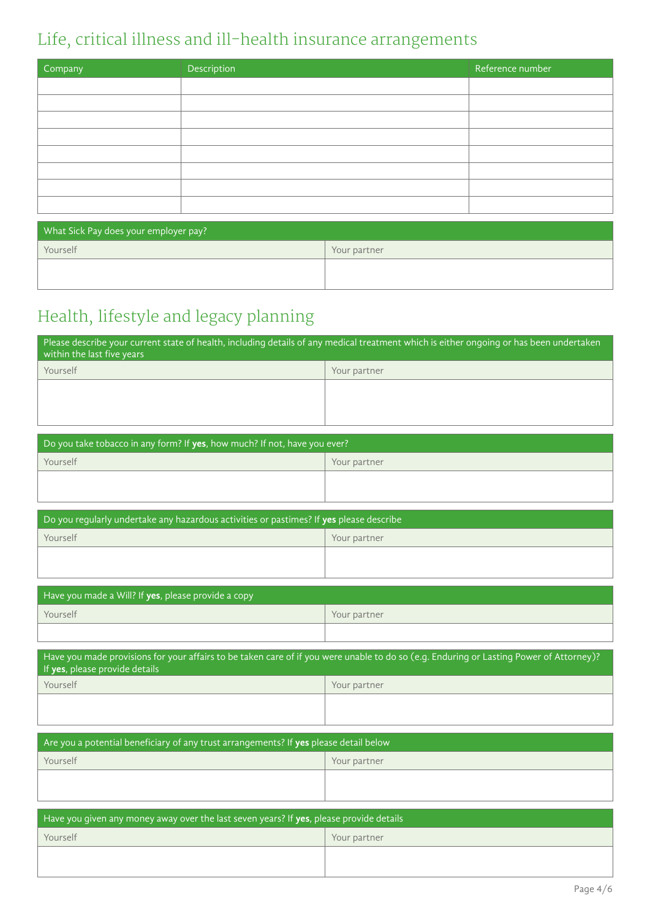## Life, critical illness and ill-health insurance arrangements

| Company | Description | Reference number |
| --- | --- | --- |
| | | |
| | | |
| | | |
| | | |
| | | |
| | | |
| | | |
| | | |

| What Sick Pay does your employer pay? | |
| --- | --- |
| Yourself | Your partner |
| | |

## Health, lifestyle and legacy planning

| Please describe your current state of health, including details of any medical treatment which is either ongoing or has been undertaken within the last five years | |
| --- | --- |
| Yourself | Your partner |
| | |

| Do you take tobacco in any form? If **yes**, how much? If not, have you ever? | |
| --- | --- |
| Yourself | Your partner |
| | |

| Do you regularly undertake any hazardous activities or pastimes? If **yes** please describe | |
| --- | --- |
| Yourself | Your partner |
| | |

| Have you made a Will? If **yes**, please provide a copy | |
| --- | --- |
| Yourself | Your partner |
| | |

| Have you made provisions for your affairs to be taken care of if you were unable to do so (e.g. Enduring or Lasting Power of Attorney)? If **yes**, please provide details | |
| --- | --- |
| Yourself | Your partner |
| | |

| Are you a potential beneficiary of any trust arrangements? If **yes** please detail below | |
| --- | --- |
| Yourself | Your partner |
| | |

| Have you given any money away over the last seven years? If **yes**, please provide details | |
| --- | --- |
| Yourself | Your partner |
| | |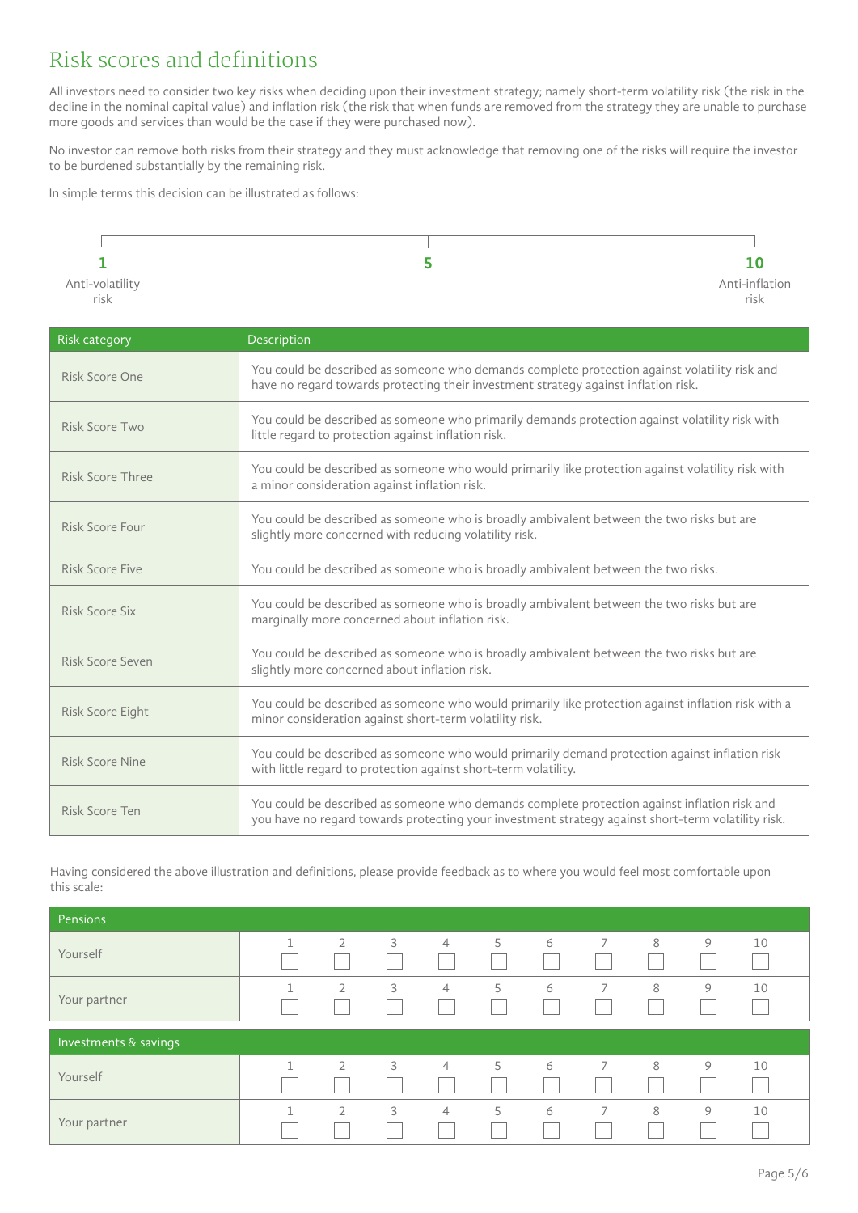# Risk scores and definitions

All investors need to consider two key risks when deciding upon their investment strategy; namely short-term volatility risk (the risk in the decline in the nominal capital value) and inflation risk (the risk that when funds are removed from the strategy they are unable to purchase more goods and services than would be the case if they were purchased now).

No investor can remove both risks from their strategy and they must acknowledge that removing one of the risks will require the investor to be burdened substantially by the remaining risk.

In simple terms this decision can be illustrated as follows:

**1** Anti-volatility risk — **5** — **10** Anti-inflation risk

| Risk category | Description |
|---|---|
| Risk Score One | You could be described as someone who demands complete protection against volatility risk and have no regard towards protecting their investment strategy against inflation risk. |
| Risk Score Two | You could be described as someone who primarily demands protection against volatility risk with little regard to protection against inflation risk. |
| Risk Score Three | You could be described as someone who would primarily like protection against volatility risk with a minor consideration against inflation risk. |
| Risk Score Four | You could be described as someone who is broadly ambivalent between the two risks but are slightly more concerned with reducing volatility risk. |
| Risk Score Five | You could be described as someone who is broadly ambivalent between the two risks. |
| Risk Score Six | You could be described as someone who is broadly ambivalent between the two risks but are marginally more concerned about inflation risk. |
| Risk Score Seven | You could be described as someone who is broadly ambivalent between the two risks but are slightly more concerned about inflation risk. |
| Risk Score Eight | You could be described as someone who would primarily like protection against inflation risk with a minor consideration against short-term volatility risk. |
| Risk Score Nine | You could be described as someone who would primarily demand protection against inflation risk with little regard to protection against short-term volatility. |
| Risk Score Ten | You could be described as someone who demands complete protection against inflation risk and you have no regard towards protecting your investment strategy against short-term volatility risk. |

Having considered the above illustration and definitions, please provide feedback as to where you would feel most comfortable upon this scale:

| Pensions | 1 | 2 | 3 | 4 | 5 | 6 | 7 | 8 | 9 | 10 |
|---|---|---|---|---|---|---|---|---|---|---|
| Yourself | ☐ | ☐ | ☐ | ☐ | ☐ | ☐ | ☐ | ☐ | ☐ | ☐ |
| Your partner | ☐ | ☐ | ☐ | ☐ | ☐ | ☐ | ☐ | ☐ | ☐ | ☐ |

| Investments & savings | 1 | 2 | 3 | 4 | 5 | 6 | 7 | 8 | 9 | 10 |
|---|---|---|---|---|---|---|---|---|---|---|
| Yourself | ☐ | ☐ | ☐ | ☐ | ☐ | ☐ | ☐ | ☐ | ☐ | ☐ |
| Your partner | ☐ | ☐ | ☐ | ☐ | ☐ | ☐ | ☐ | ☐ | ☐ | ☐ |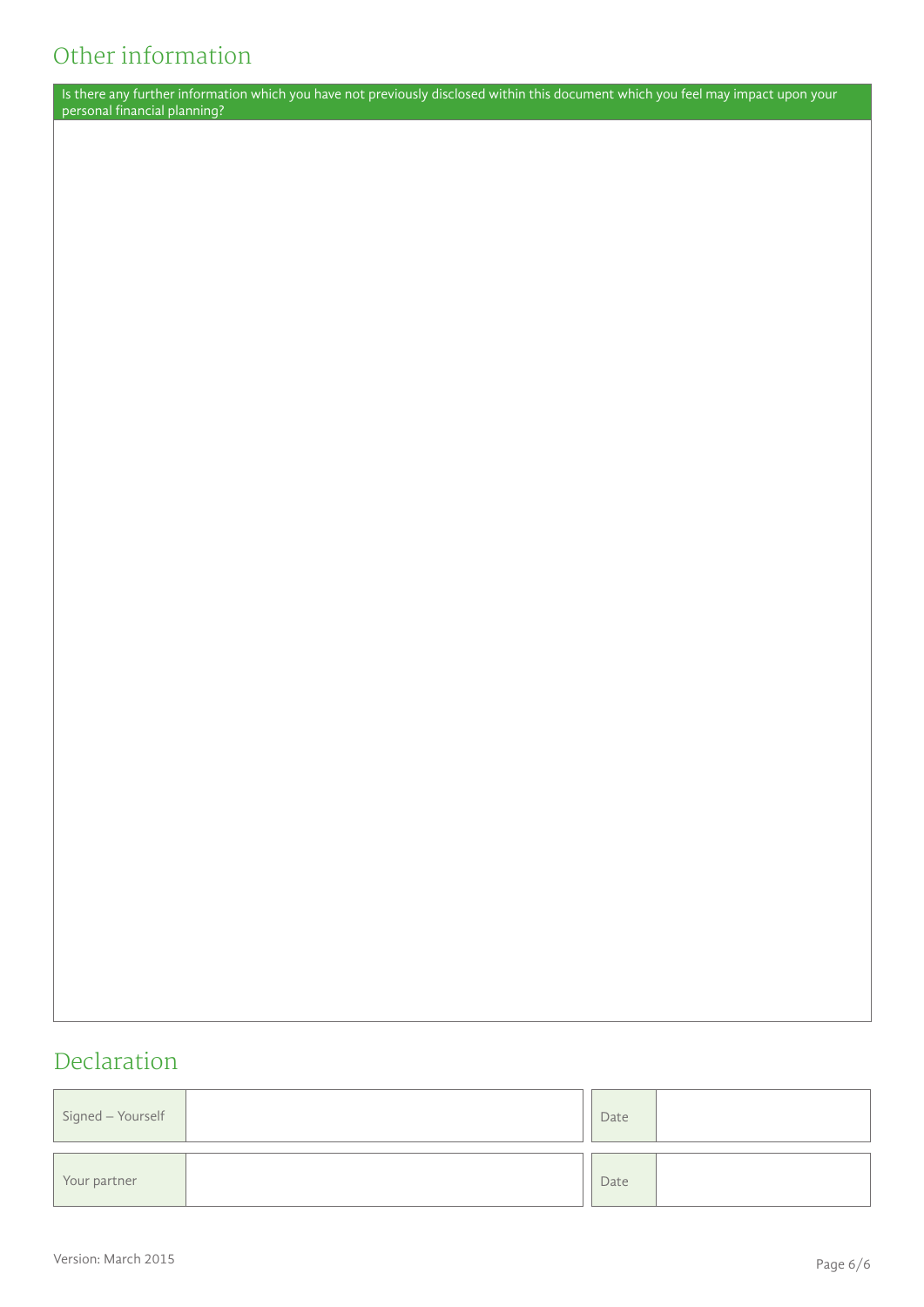## Other information

| Is there any further information which you have not previously disclosed within this document which you feel may impact upon your personal financial planning? |
| --- |
| |

## Declaration

| | | | |
| --- | --- | --- | --- |
| Signed – Yourself | | Date | |
| Your partner | | Date | |

Version: March 2015